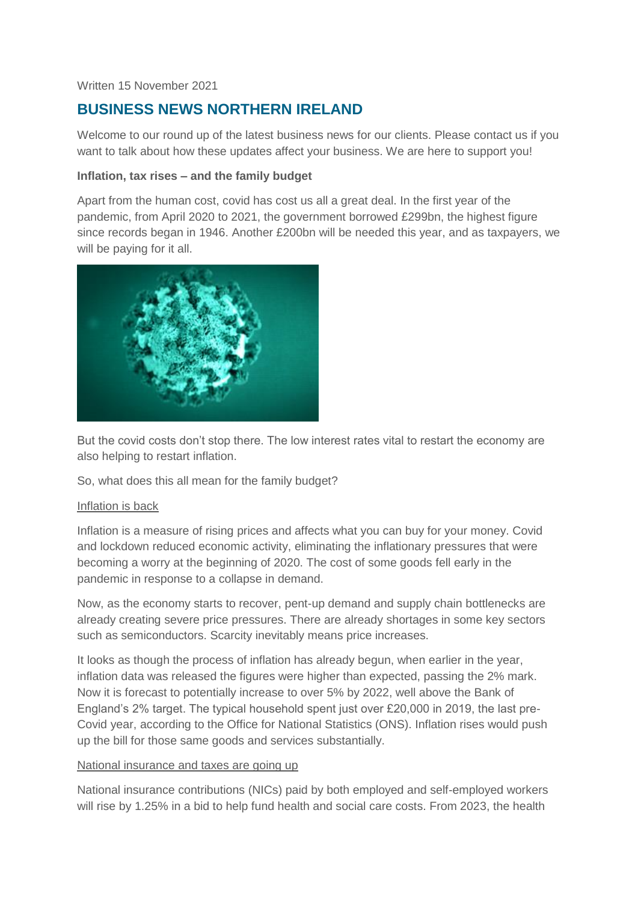Written 15 November 2021

# BUSINESS NEWS NORTHERN IRELAND

Welcome to our round up of the latest business news for our clients. Please contact us if you want to talk about how these updates affect your business. We are here to support you!

**Inflation, tax rises – and the family budget**

Apart from the human cost, covid has cost us all a great deal. In the first year of the pandemic, from April 2020 to 2021, the government borrowed £299bn, the highest figure since records began in 1946. Another £200bn will be needed this year, and as taxpayers, we will be paying for it all.

But the covid costs don't stop there. The low interest rates vital to restart the economy are also helping to restart inflation.

So, what does this all mean for the family budget?

Inflation is back

Inflation is a measure of rising prices and affects what you can buy for your money. Covid and lockdown reduced economic activity, eliminating the inflationary pressures that were becoming a worry at the beginning of 2020. The cost of some goods fell early in the pandemic in response to a collapse in demand.

Now, as the economy starts to recover, pent-up demand and supply chain bottlenecks are already creating severe price pressures. There are already shortages in some key sectors such as semiconductors. Scarcity inevitably means price increases.

It looks as though the process of inflation has already begun, when earlier in the year, inflation data was released the figures were higher than expected, passing the 2% mark. Now it is forecast to potentially increase to over 5% by 2022, well above the Bank of England's 2% target. The typical household spent just over £20,000 in 2019, the last pre-Covid year, according to the Office for National Statistics (ONS). Inflation rises would push up the bill for those same goods and services substantially.

National insurance and taxes are going up

National insurance contributions (NICs) paid by both employed and self-employed workers will rise by 1.25% in a bid to help fund health and social care costs. From 2023, the health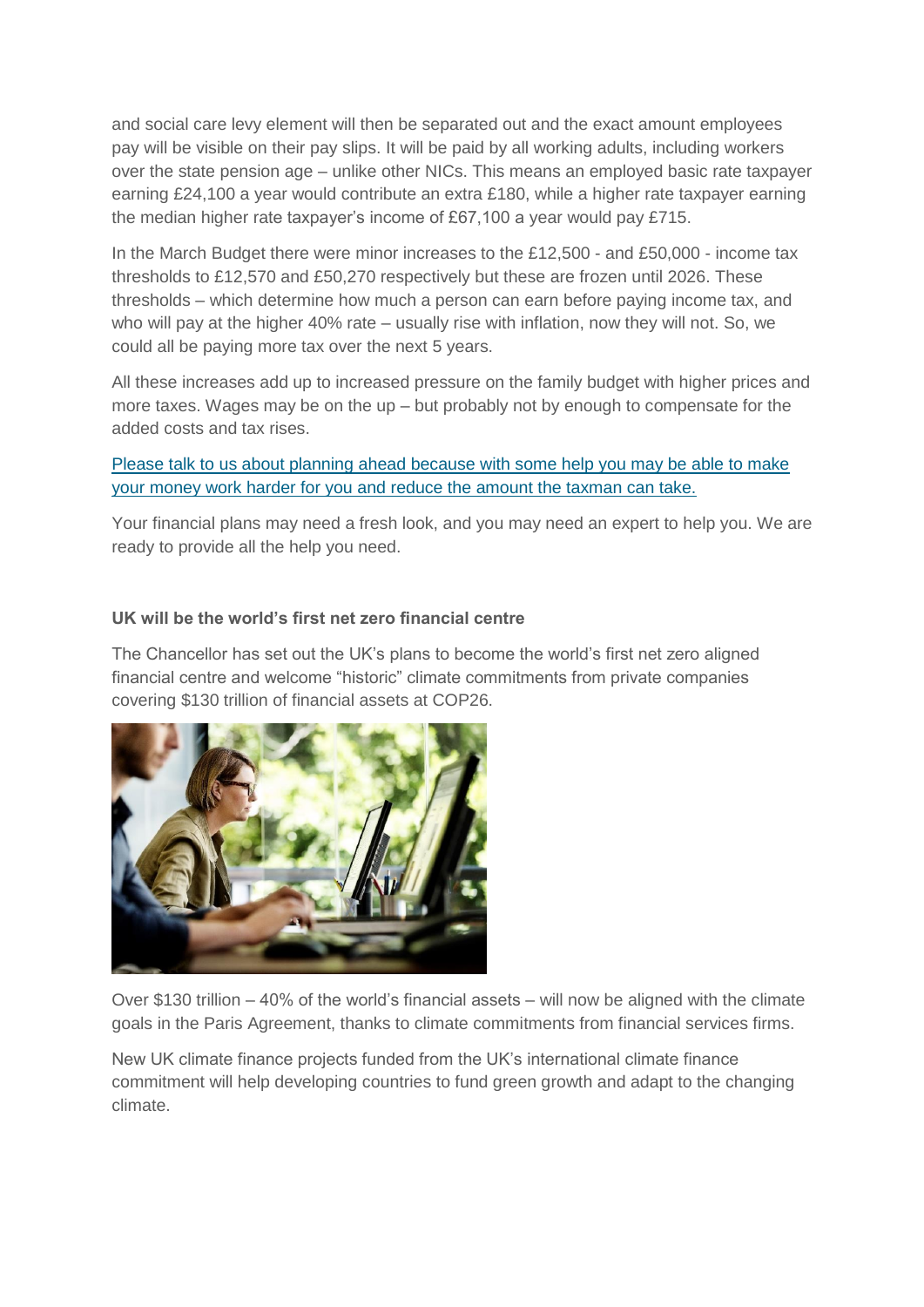and social care levy element will then be separated out and the exact amount employees pay will be visible on their pay slips. It will be paid by all working adults, including workers over the state pension age – unlike other NICs. This means an employed basic rate taxpayer earning £24,100 a year would contribute an extra £180, while a higher rate taxpayer earning the median higher rate taxpayer's income of £67,100 a year would pay £715.

In the March Budget there were minor increases to the £12,500 - and £50,000 - income tax thresholds to £12,570 and £50,270 respectively but these are frozen until 2026. These thresholds – which determine how much a person can earn before paying income tax, and who will pay at the higher 40% rate – usually rise with inflation, now they will not. So, we could all be paying more tax over the next 5 years.

All these increases add up to increased pressure on the family budget with higher prices and more taxes. Wages may be on the up – but probably not by enough to compensate for the added costs and tax rises.

Please talk to us about planning ahead because with some help you may be able to make your money work harder for you and reduce the amount the taxman can take.

Your financial plans may need a fresh look, and you may need an expert to help you. We are ready to provide all the help you need.

**UK will be the world's first net zero financial centre**

The Chancellor has set out the UK's plans to become the world's first net zero aligned financial centre and welcome "historic" climate commitments from private companies covering $130 trillion of financial assets at COP26.

Over $130 trillion – 40% of the world's financial assets – will now be aligned with the climate goals in the Paris Agreement, thanks to climate commitments from financial services firms.

New UK climate finance projects funded from the UK's international climate finance commitment will help developing countries to fund green growth and adapt to the changing climate.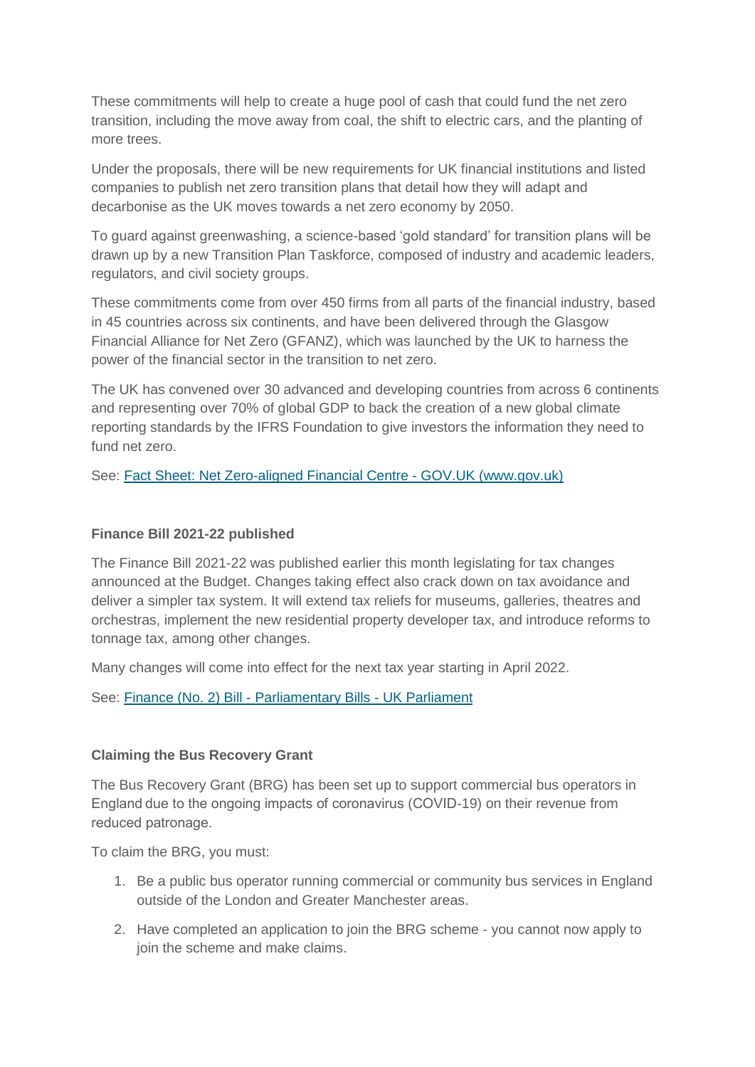These commitments will help to create a huge pool of cash that could fund the net zero transition, including the move away from coal, the shift to electric cars, and the planting of more trees.

Under the proposals, there will be new requirements for UK financial institutions and listed companies to publish net zero transition plans that detail how they will adapt and decarbonise as the UK moves towards a net zero economy by 2050.

To guard against greenwashing, a science-based 'gold standard' for transition plans will be drawn up by a new Transition Plan Taskforce, composed of industry and academic leaders, regulators, and civil society groups.

These commitments come from over 450 firms from all parts of the financial industry, based in 45 countries across six continents, and have been delivered through the Glasgow Financial Alliance for Net Zero (GFANZ), which was launched by the UK to harness the power of the financial sector in the transition to net zero.

The UK has convened over 30 advanced and developing countries from across 6 continents and representing over 70% of global GDP to back the creation of a new global climate reporting standards by the IFRS Foundation to give investors the information they need to fund net zero.

See: [Fact Sheet: Net Zero-aligned Financial Centre - GOV.UK (www.gov.uk)]

**Finance Bill 2021-22 published**

The Finance Bill 2021-22 was published earlier this month legislating for tax changes announced at the Budget. Changes taking effect also crack down on tax avoidance and deliver a simpler tax system. It will extend tax reliefs for museums, galleries, theatres and orchestras, implement the new residential property developer tax, and introduce reforms to tonnage tax, among other changes.

Many changes will come into effect for the next tax year starting in April 2022.

See: [Finance (No. 2) Bill - Parliamentary Bills - UK Parliament]

**Claiming the Bus Recovery Grant**

The Bus Recovery Grant (BRG) has been set up to support commercial bus operators in England due to the ongoing impacts of coronavirus (COVID-19) on their revenue from reduced patronage.

To claim the BRG, you must:

1. Be a public bus operator running commercial or community bus services in England outside of the London and Greater Manchester areas.
2. Have completed an application to join the BRG scheme - you cannot now apply to join the scheme and make claims.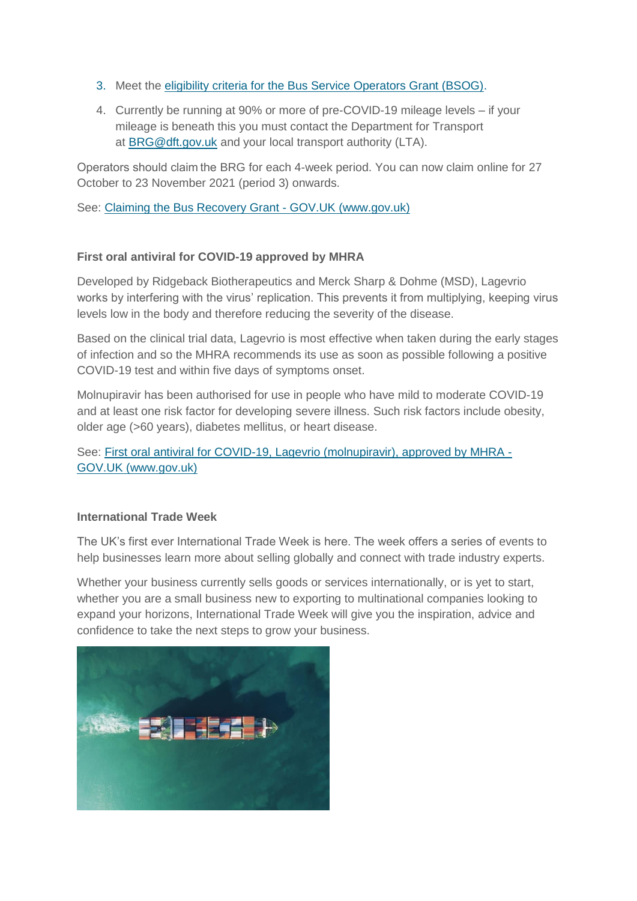3. Meet the [eligibility criteria for the Bus Service Operators Grant (BSOG)](#).
4. Currently be running at 90% or more of pre-COVID-19 mileage levels – if your mileage is beneath this you must contact the Department for Transport at [BRG@dft.gov.uk](mailto:BRG@dft.gov.uk) and your local transport authority (LTA).

Operators should claim the BRG for each 4-week period. You can now claim online for 27 October to 23 November 2021 (period 3) onwards.

See: [Claiming the Bus Recovery Grant - GOV.UK (www.gov.uk)](#)

**First oral antiviral for COVID-19 approved by MHRA**

Developed by Ridgeback Biotherapeutics and Merck Sharp & Dohme (MSD), Lagevrio works by interfering with the virus' replication. This prevents it from multiplying, keeping virus levels low in the body and therefore reducing the severity of the disease.

Based on the clinical trial data, Lagevrio is most effective when taken during the early stages of infection and so the MHRA recommends its use as soon as possible following a positive COVID-19 test and within five days of symptoms onset.

Molnupiravir has been authorised for use in people who have mild to moderate COVID-19 and at least one risk factor for developing severe illness. Such risk factors include obesity, older age (>60 years), diabetes mellitus, or heart disease.

See: [First oral antiviral for COVID-19, Lagevrio (molnupiravir), approved by MHRA - GOV.UK (www.gov.uk)](#)

**International Trade Week**

The UK's first ever International Trade Week is here. The week offers a series of events to help businesses learn more about selling globally and connect with trade industry experts.

Whether your business currently sells goods or services internationally, or is yet to start, whether you are a small business new to exporting to multinational companies looking to expand your horizons, International Trade Week will give you the inspiration, advice and confidence to take the next steps to grow your business.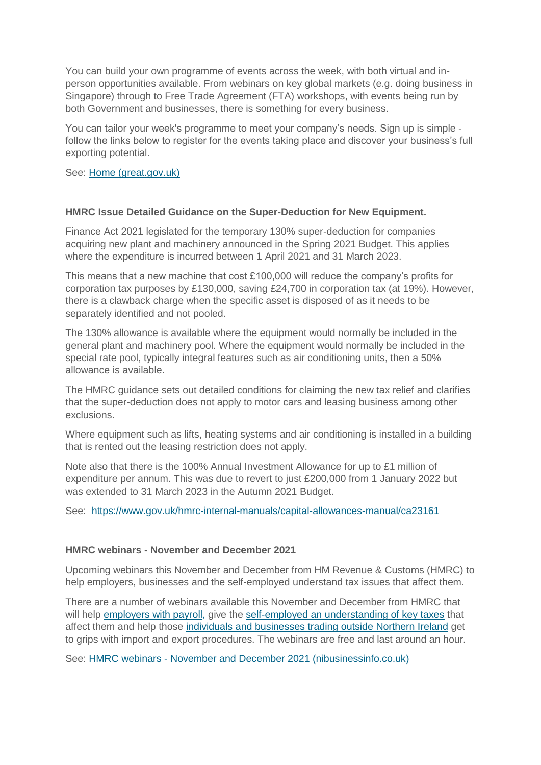You can build your own programme of events across the week, with both virtual and in-person opportunities available. From webinars on key global markets (e.g. doing business in Singapore) through to Free Trade Agreement (FTA) workshops, with events being run by both Government and businesses, there is something for every business.

You can tailor your week's programme to meet your company's needs. Sign up is simple - follow the links below to register for the events taking place and discover your business's full exporting potential.

See: [Home (great.gov.uk)](#)

**HMRC Issue Detailed Guidance on the Super-Deduction for New Equipment.**

Finance Act 2021 legislated for the temporary 130% super-deduction for companies acquiring new plant and machinery announced in the Spring 2021 Budget. This applies where the expenditure is incurred between 1 April 2021 and 31 March 2023.

This means that a new machine that cost £100,000 will reduce the company's profits for corporation tax purposes by £130,000, saving £24,700 in corporation tax (at 19%). However, there is a clawback charge when the specific asset is disposed of as it needs to be separately identified and not pooled.

The 130% allowance is available where the equipment would normally be included in the general plant and machinery pool. Where the equipment would normally be included in the special rate pool, typically integral features such as air conditioning units, then a 50% allowance is available.

The HMRC guidance sets out detailed conditions for claiming the new tax relief and clarifies that the super-deduction does not apply to motor cars and leasing business among other exclusions.

Where equipment such as lifts, heating systems and air conditioning is installed in a building that is rented out the leasing restriction does not apply.

Note also that there is the 100% Annual Investment Allowance for up to £1 million of expenditure per annum. This was due to revert to just £200,000 from 1 January 2022 but was extended to 31 March 2023 in the Autumn 2021 Budget.

See: https://www.gov.uk/hmrc-internal-manuals/capital-allowances-manual/ca23161

**HMRC webinars - November and December 2021**

Upcoming webinars this November and December from HM Revenue & Customs (HMRC) to help employers, businesses and the self-employed understand tax issues that affect them.

There are a number of webinars available this November and December from HMRC that will help employers with payroll, give the self-employed an understanding of key taxes that affect them and help those individuals and businesses trading outside Northern Ireland get to grips with import and export procedures. The webinars are free and last around an hour.

See: [HMRC webinars - November and December 2021 (nibusinessinfo.co.uk)](#)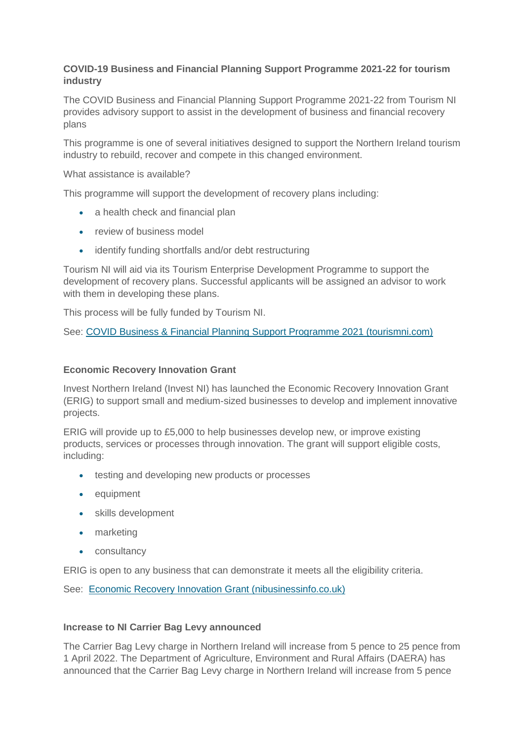**COVID-19 Business and Financial Planning Support Programme 2021-22 for tourism industry**

The COVID Business and Financial Planning Support Programme 2021-22 from Tourism NI provides advisory support to assist in the development of business and financial recovery plans

This programme is one of several initiatives designed to support the Northern Ireland tourism industry to rebuild, recover and compete in this changed environment.

What assistance is available?

This programme will support the development of recovery plans including:

- a health check and financial plan
- review of business model
- identify funding shortfalls and/or debt restructuring

Tourism NI will aid via its Tourism Enterprise Development Programme to support the development of recovery plans. Successful applicants will be assigned an advisor to work with them in developing these plans.

This process will be fully funded by Tourism NI.

See: [COVID Business & Financial Planning Support Programme 2021 (tourismni.com)]()

**Economic Recovery Innovation Grant**

Invest Northern Ireland (Invest NI) has launched the Economic Recovery Innovation Grant (ERIG) to support small and medium-sized businesses to develop and implement innovative projects.

ERIG will provide up to £5,000 to help businesses develop new, or improve existing products, services or processes through innovation. The grant will support eligible costs, including:

- testing and developing new products or processes
- equipment
- skills development
- marketing
- consultancy

ERIG is open to any business that can demonstrate it meets all the eligibility criteria.

See: [Economic Recovery Innovation Grant (nibusinessinfo.co.uk)]()

**Increase to NI Carrier Bag Levy announced**

The Carrier Bag Levy charge in Northern Ireland will increase from 5 pence to 25 pence from 1 April 2022. The Department of Agriculture, Environment and Rural Affairs (DAERA) has announced that the Carrier Bag Levy charge in Northern Ireland will increase from 5 pence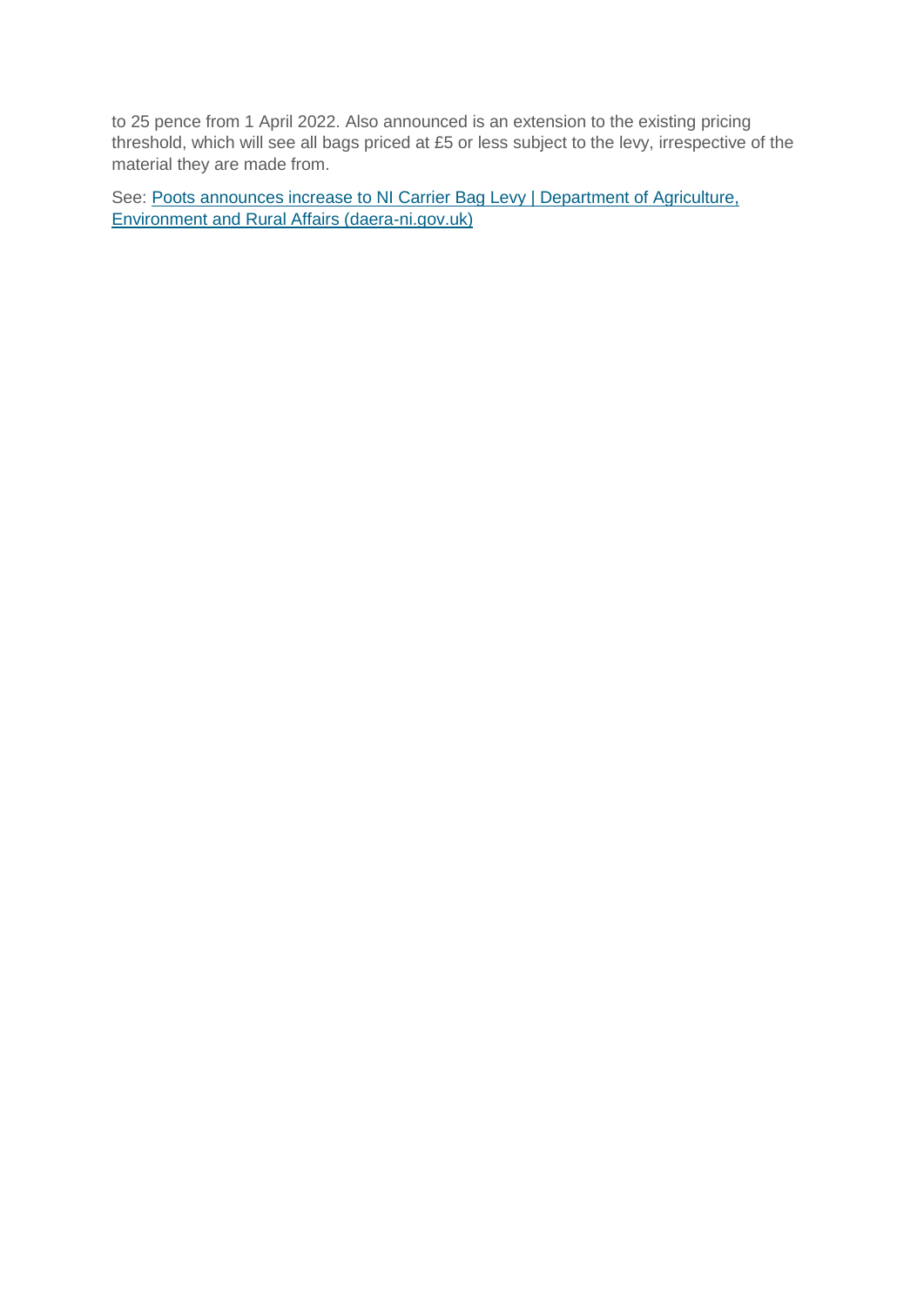to 25 pence from 1 April 2022. Also announced is an extension to the existing pricing threshold, which will see all bags priced at £5 or less subject to the levy, irrespective of the material they are made from.

See: [Poots announces increase to NI Carrier Bag Levy | Department of Agriculture, Environment and Rural Affairs (daera-ni.gov.uk)]